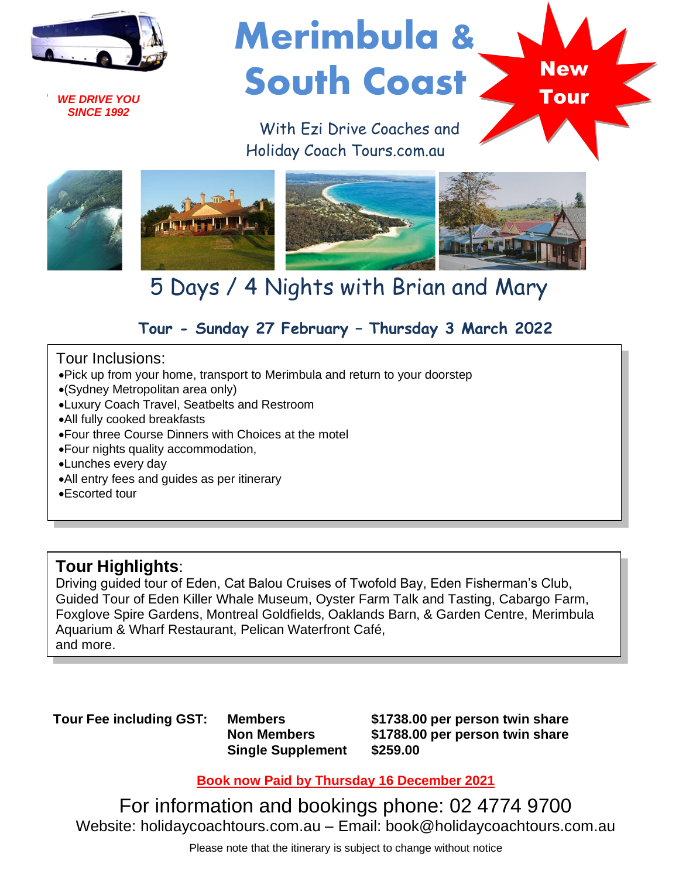*WE DRIVE YOU SINCE 1992*

# Merimbula & South Coast

**New Tour**

With Ezi Drive Coaches and Holiday Coach Tours.com.au

## 5 Days / 4 Nights with Brian and Mary

### Tour - Sunday 27 February – Thursday 3 March 2022

Tour Inclusions:

- Pick up from your home, transport to Merimbula and return to your doorstep
- (Sydney Metropolitan area only)
- Luxury Coach Travel, Seatbelts and Restroom
- All fully cooked breakfasts
- Four three Course Dinners with Choices at the motel
- Four nights quality accommodation,
- Lunches every day
- All entry fees and guides as per itinerary
- Escorted tour

**Tour Highlights**:
Driving guided tour of Eden, Cat Balou Cruises of Twofold Bay, Eden Fisherman's Club, Guided Tour of Eden Killer Whale Museum, Oyster Farm Talk and Tasting, Cabargo Farm, Foxglove Spire Gardens, Montreal Goldfields, Oaklands Barn, & Garden Centre, Merimbula Aquarium & Wharf Restaurant, Pelican Waterfront Café,
and more.

| **Tour Fee including GST:** | **Members** | **$1738.00 per person twin share** |
|---|---|---|
| | **Non Members** | **$1788.00 per person twin share** |
| | **Single Supplement** | **$259.00** |

**Book now Paid by Thursday 16 December 2021**

For information and bookings phone: 02 4774 9700

Website: holidaycoachtours.com.au – Email: book@holidaycoachtours.com.au

Please note that the itinerary is subject to change without notice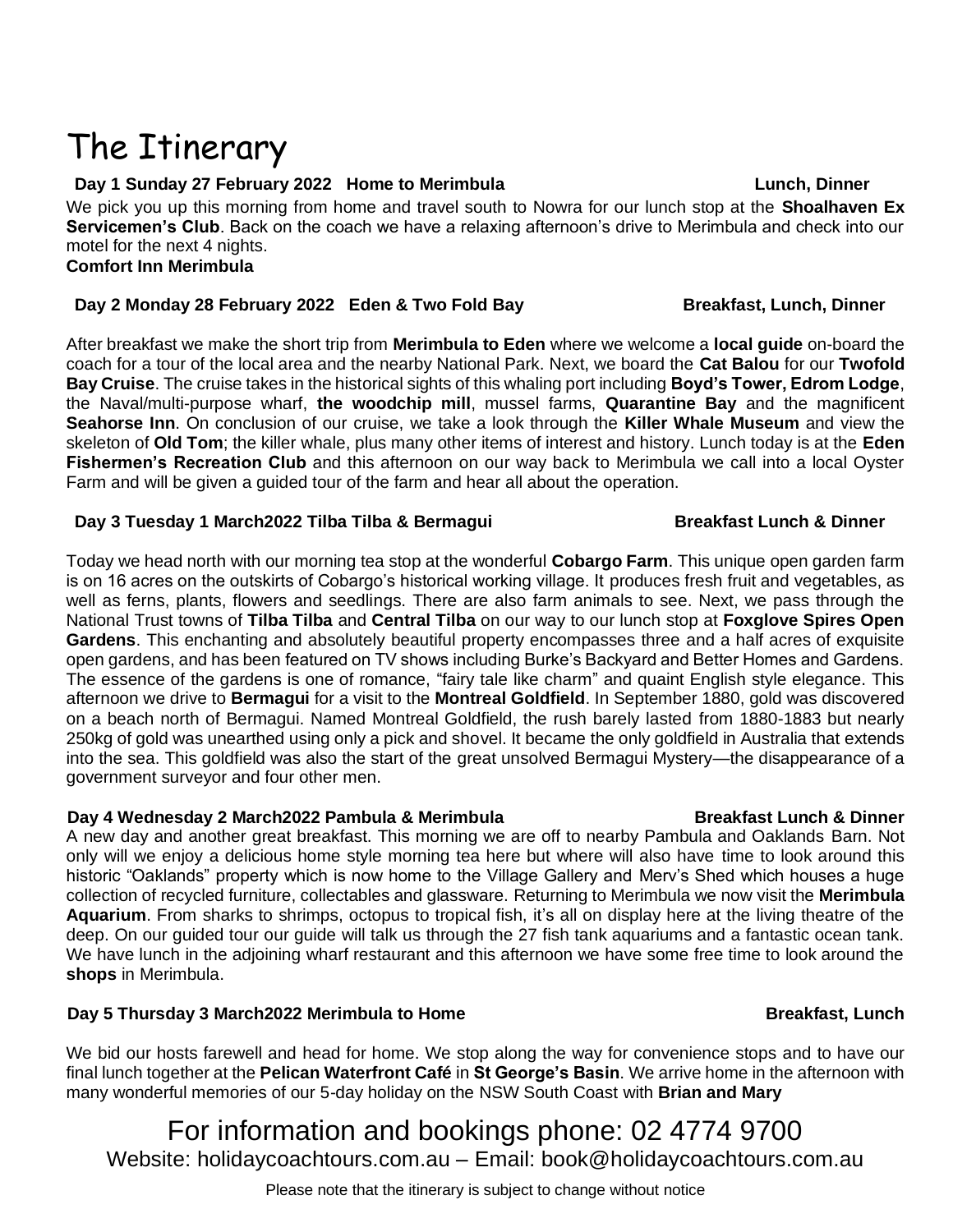# The Itinerary

**Day 1 Sunday 27 February 2022 Home to Merimbula** **Lunch, Dinner**

We pick you up this morning from home and travel south to Nowra for our lunch stop at the **Shoalhaven Ex Servicemen's Club**. Back on the coach we have a relaxing afternoon's drive to Merimbula and check into our motel for the next 4 nights.

**Comfort Inn Merimbula**

**Day 2 Monday 28 February 2022 Eden & Two Fold Bay** **Breakfast, Lunch, Dinner**

After breakfast we make the short trip from **Merimbula to Eden** where we welcome a **local guide** on-board the coach for a tour of the local area and the nearby National Park. Next, we board the **Cat Balou** for our **Twofold Bay Cruise**. The cruise takes in the historical sights of this whaling port including **Boyd's Tower, Edrom Lodge**, the Naval/multi-purpose wharf, **the woodchip mill**, mussel farms, **Quarantine Bay** and the magnificent **Seahorse Inn**. On conclusion of our cruise, we take a look through the **Killer Whale Museum** and view the skeleton of **Old Tom**; the killer whale, plus many other items of interest and history. Lunch today is at the **Eden Fishermen's Recreation Club** and this afternoon on our way back to Merimbula we call into a local Oyster Farm and will be given a guided tour of the farm and hear all about the operation.

**Day 3 Tuesday 1 March2022 Tilba Tilba & Bermagui** **Breakfast Lunch & Dinner**

Today we head north with our morning tea stop at the wonderful **Cobargo Farm**. This unique open garden farm is on 16 acres on the outskirts of Cobargo's historical working village. It produces fresh fruit and vegetables, as well as ferns, plants, flowers and seedlings. There are also farm animals to see. Next, we pass through the National Trust towns of **Tilba Tilba** and **Central Tilba** on our way to our lunch stop at **Foxglove Spires Open Gardens**. This enchanting and absolutely beautiful property encompasses three and a half acres of exquisite open gardens, and has been featured on TV shows including Burke's Backyard and Better Homes and Gardens. The essence of the gardens is one of romance, "fairy tale like charm" and quaint English style elegance. This afternoon we drive to **Bermagui** for a visit to the **Montreal Goldfield**. In September 1880, gold was discovered on a beach north of Bermagui. Named Montreal Goldfield, the rush barely lasted from 1880-1883 but nearly 250kg of gold was unearthed using only a pick and shovel. It became the only goldfield in Australia that extends into the sea. This goldfield was also the start of the great unsolved Bermagui Mystery—the disappearance of a government surveyor and four other men.

**Day 4 Wednesday 2 March2022 Pambula & Merimbula** **Breakfast Lunch & Dinner**

A new day and another great breakfast. This morning we are off to nearby Pambula and Oaklands Barn. Not only will we enjoy a delicious home style morning tea here but where will also have time to look around this historic "Oaklands" property which is now home to the Village Gallery and Merv's Shed which houses a huge collection of recycled furniture, collectables and glassware. Returning to Merimbula we now visit the **Merimbula Aquarium**. From sharks to shrimps, octopus to tropical fish, it's all on display here at the living theatre of the deep. On our guided tour our guide will talk us through the 27 fish tank aquariums and a fantastic ocean tank. We have lunch in the adjoining wharf restaurant and this afternoon we have some free time to look around the **shops** in Merimbula.

**Day 5 Thursday 3 March2022 Merimbula to Home** **Breakfast, Lunch**

We bid our hosts farewell and head for home. We stop along the way for convenience stops and to have our final lunch together at the **Pelican Waterfront Café** in **St George's Basin**. We arrive home in the afternoon with many wonderful memories of our 5-day holiday on the NSW South Coast with **Brian and Mary**

For information and bookings phone: 02 4774 9700

Website: holidaycoachtours.com.au – Email: book@holidaycoachtours.com.au

Please note that the itinerary is subject to change without notice